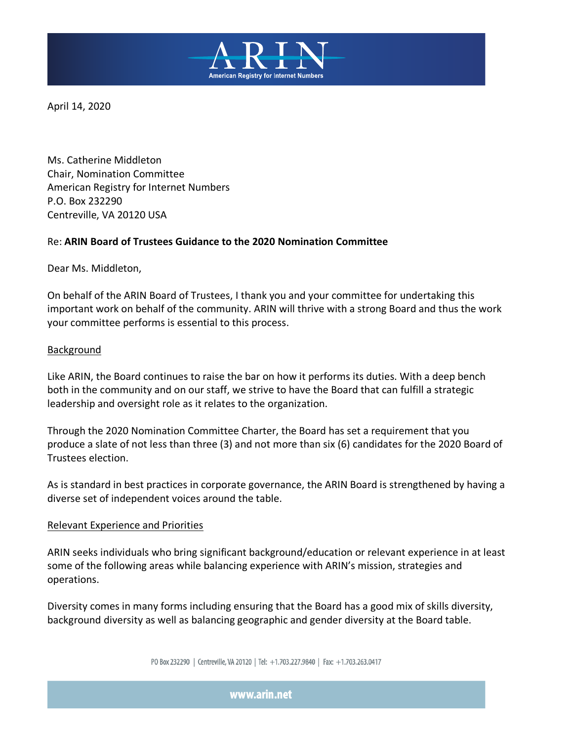April 14, 2020

Ms. Catherine Middleton
Chair, Nomination Committee
American Registry for Internet Numbers
P.O. Box 232290
Centreville, VA 20120 USA

Re: **ARIN Board of Trustees Guidance to the 2020 Nomination Committee**

Dear Ms. Middleton,

On behalf of the ARIN Board of Trustees, I thank you and your committee for undertaking this important work on behalf of the community. ARIN will thrive with a strong Board and thus the work your committee performs is essential to this process.

<u>Background</u>

Like ARIN, the Board continues to raise the bar on how it performs its duties. With a deep bench both in the community and on our staff, we strive to have the Board that can fulfill a strategic leadership and oversight role as it relates to the organization.

Through the 2020 Nomination Committee Charter, the Board has set a requirement that you produce a slate of not less than three (3) and not more than six (6) candidates for the 2020 Board of Trustees election.

As is standard in best practices in corporate governance, the ARIN Board is strengthened by having a diverse set of independent voices around the table.

<u>Relevant Experience and Priorities</u>

ARIN seeks individuals who bring significant background/education or relevant experience in at least some of the following areas while balancing experience with ARIN's mission, strategies and operations.

Diversity comes in many forms including ensuring that the Board has a good mix of skills diversity, background diversity as well as balancing geographic and gender diversity at the Board table.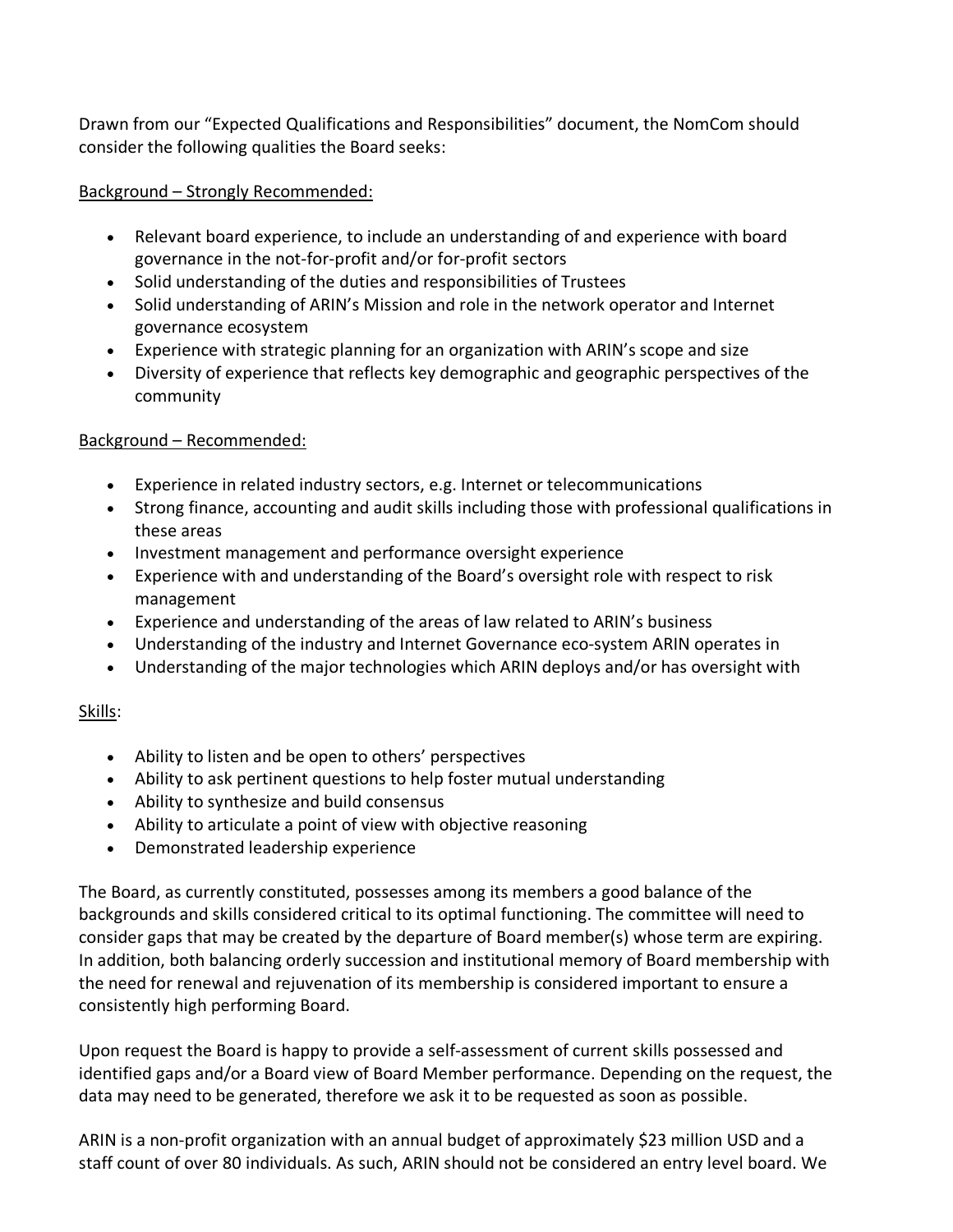Drawn from our "Expected Qualifications and Responsibilities" document, the NomCom should consider the following qualities the Board seeks:

<u>Background – Strongly Recommended:</u>

- Relevant board experience, to include an understanding of and experience with board governance in the not-for-profit and/or for-profit sectors
- Solid understanding of the duties and responsibilities of Trustees
- Solid understanding of ARIN's Mission and role in the network operator and Internet governance ecosystem
- Experience with strategic planning for an organization with ARIN's scope and size
- Diversity of experience that reflects key demographic and geographic perspectives of the community

<u>Background – Recommended:</u>

- Experience in related industry sectors, e.g. Internet or telecommunications
- Strong finance, accounting and audit skills including those with professional qualifications in these areas
- Investment management and performance oversight experience
- Experience with and understanding of the Board's oversight role with respect to risk management
- Experience and understanding of the areas of law related to ARIN's business
- Understanding of the industry and Internet Governance eco-system ARIN operates in
- Understanding of the major technologies which ARIN deploys and/or has oversight with

<u>Skills</u>:

- Ability to listen and be open to others' perspectives
- Ability to ask pertinent questions to help foster mutual understanding
- Ability to synthesize and build consensus
- Ability to articulate a point of view with objective reasoning
- Demonstrated leadership experience

The Board, as currently constituted, possesses among its members a good balance of the backgrounds and skills considered critical to its optimal functioning. The committee will need to consider gaps that may be created by the departure of Board member(s) whose term are expiring. In addition, both balancing orderly succession and institutional memory of Board membership with the need for renewal and rejuvenation of its membership is considered important to ensure a consistently high performing Board.

Upon request the Board is happy to provide a self-assessment of current skills possessed and identified gaps and/or a Board view of Board Member performance. Depending on the request, the data may need to be generated, therefore we ask it to be requested as soon as possible.

ARIN is a non-profit organization with an annual budget of approximately $23 million USD and a staff count of over 80 individuals. As such, ARIN should not be considered an entry level board. We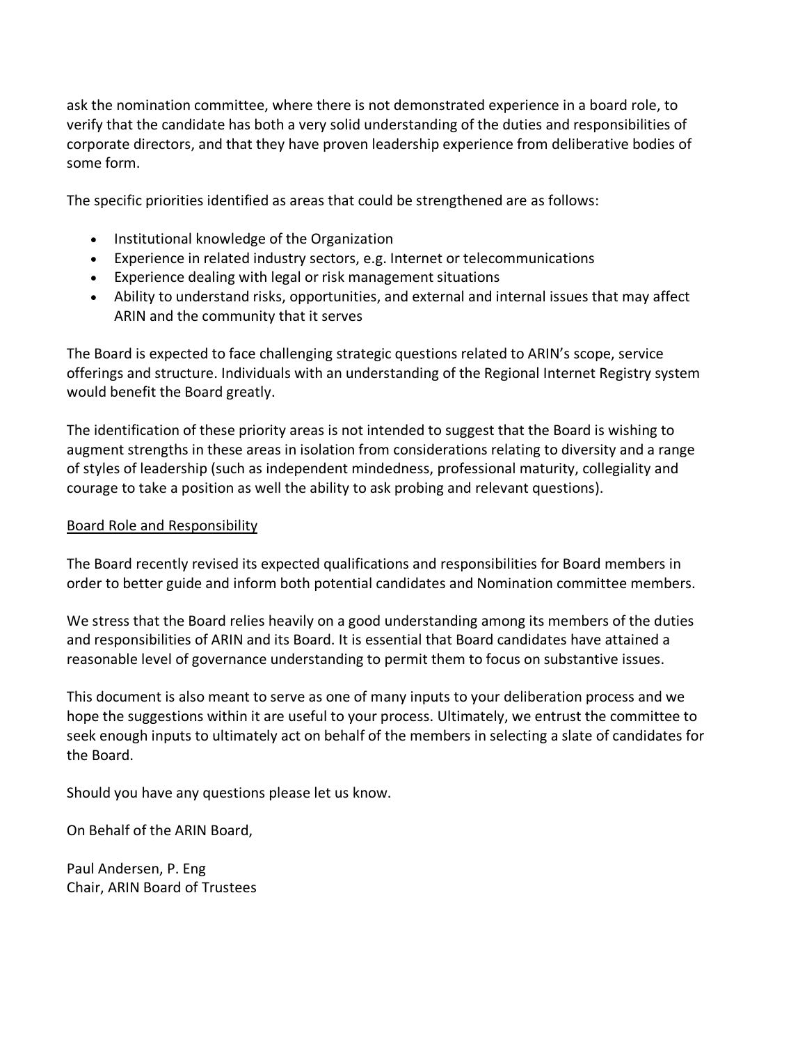ask the nomination committee, where there is not demonstrated experience in a board role, to verify that the candidate has both a very solid understanding of the duties and responsibilities of corporate directors, and that they have proven leadership experience from deliberative bodies of some form.

The specific priorities identified as areas that could be strengthened are as follows:

- Institutional knowledge of the Organization
- Experience in related industry sectors, e.g. Internet or telecommunications
- Experience dealing with legal or risk management situations
- Ability to understand risks, opportunities, and external and internal issues that may affect ARIN and the community that it serves

The Board is expected to face challenging strategic questions related to ARIN's scope, service offerings and structure. Individuals with an understanding of the Regional Internet Registry system would benefit the Board greatly.

The identification of these priority areas is not intended to suggest that the Board is wishing to augment strengths in these areas in isolation from considerations relating to diversity and a range of styles of leadership (such as independent mindedness, professional maturity, collegiality and courage to take a position as well the ability to ask probing and relevant questions).

<u>Board Role and Responsibility</u>

The Board recently revised its expected qualifications and responsibilities for Board members in order to better guide and inform both potential candidates and Nomination committee members.

We stress that the Board relies heavily on a good understanding among its members of the duties and responsibilities of ARIN and its Board. It is essential that Board candidates have attained a reasonable level of governance understanding to permit them to focus on substantive issues.

This document is also meant to serve as one of many inputs to your deliberation process and we hope the suggestions within it are useful to your process. Ultimately, we entrust the committee to seek enough inputs to ultimately act on behalf of the members in selecting a slate of candidates for the Board.

Should you have any questions please let us know.

On Behalf of the ARIN Board,

Paul Andersen, P. Eng
Chair, ARIN Board of Trustees